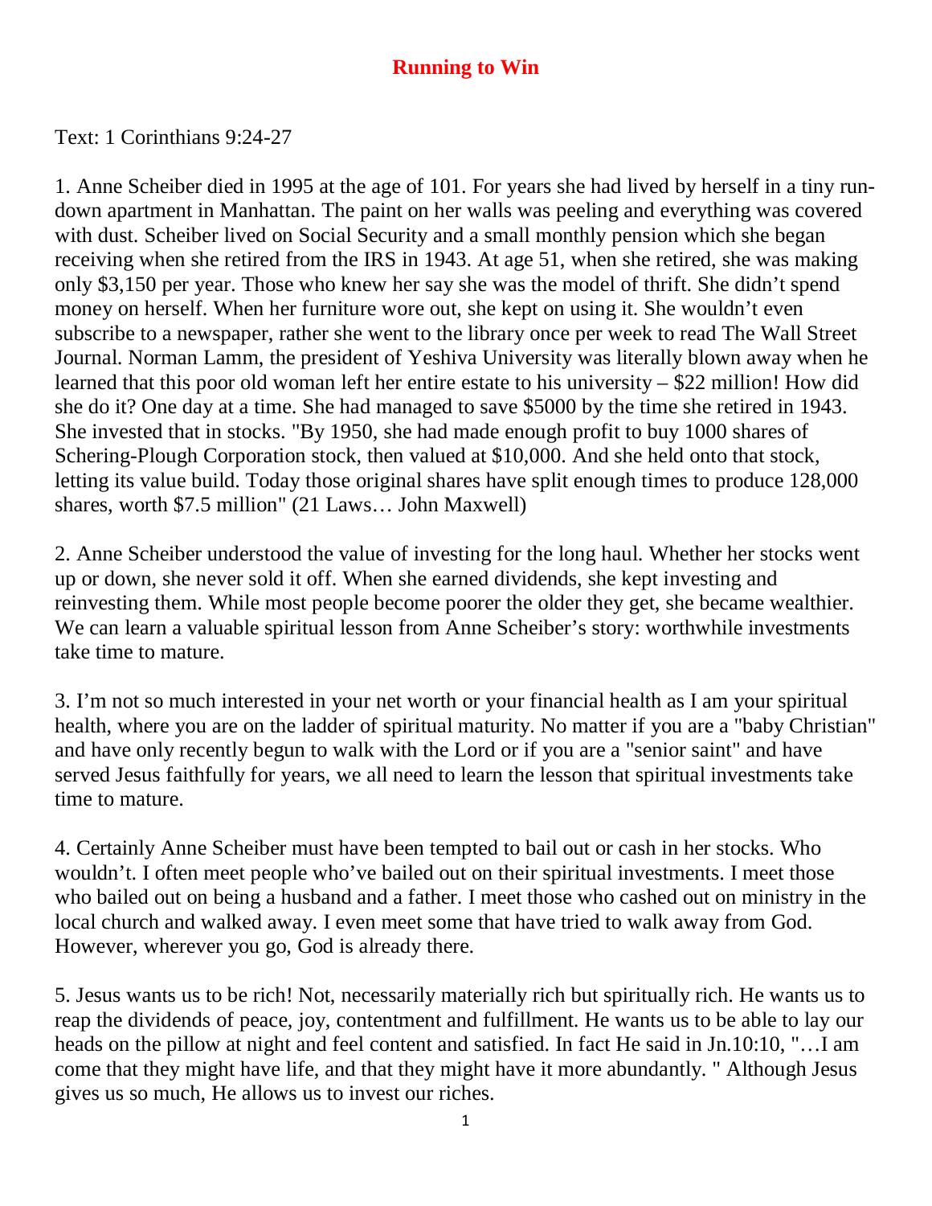# Running to Win

Text: 1 Corinthians 9:24-27

1. Anne Scheiber died in 1995 at the age of 101. For years she had lived by herself in a tiny run-down apartment in Manhattan. The paint on her walls was peeling and everything was covered with dust. Scheiber lived on Social Security and a small monthly pension which she began receiving when she retired from the IRS in 1943. At age 51, when she retired, she was making only $3,150 per year. Those who knew her say she was the model of thrift. She didn't spend money on herself. When her furniture wore out, she kept on using it. She wouldn't even subscribe to a newspaper, rather she went to the library once per week to read The Wall Street Journal. Norman Lamm, the president of Yeshiva University was literally blown away when he learned that this poor old woman left her entire estate to his university – $22 million! How did she do it? One day at a time. She had managed to save $5000 by the time she retired in 1943. She invested that in stocks. "By 1950, she had made enough profit to buy 1000 shares of Schering-Plough Corporation stock, then valued at $10,000. And she held onto that stock, letting its value build. Today those original shares have split enough times to produce 128,000 shares, worth $7.5 million" (21 Laws… John Maxwell)

2. Anne Scheiber understood the value of investing for the long haul. Whether her stocks went up or down, she never sold it off. When she earned dividends, she kept investing and reinvesting them. While most people become poorer the older they get, she became wealthier. We can learn a valuable spiritual lesson from Anne Scheiber's story: worthwhile investments take time to mature.

3. I'm not so much interested in your net worth or your financial health as I am your spiritual health, where you are on the ladder of spiritual maturity. No matter if you are a "baby Christian" and have only recently begun to walk with the Lord or if you are a "senior saint" and have served Jesus faithfully for years, we all need to learn the lesson that spiritual investments take time to mature.

4. Certainly Anne Scheiber must have been tempted to bail out or cash in her stocks. Who wouldn't. I often meet people who've bailed out on their spiritual investments. I meet those who bailed out on being a husband and a father. I meet those who cashed out on ministry in the local church and walked away. I even meet some that have tried to walk away from God. However, wherever you go, God is already there.

5. Jesus wants us to be rich! Not, necessarily materially rich but spiritually rich. He wants us to reap the dividends of peace, joy, contentment and fulfillment. He wants us to be able to lay our heads on the pillow at night and feel content and satisfied. In fact He said in Jn.10:10, "…I am come that they might have life, and that they might have it more abundantly. " Although Jesus gives us so much, He allows us to invest our riches.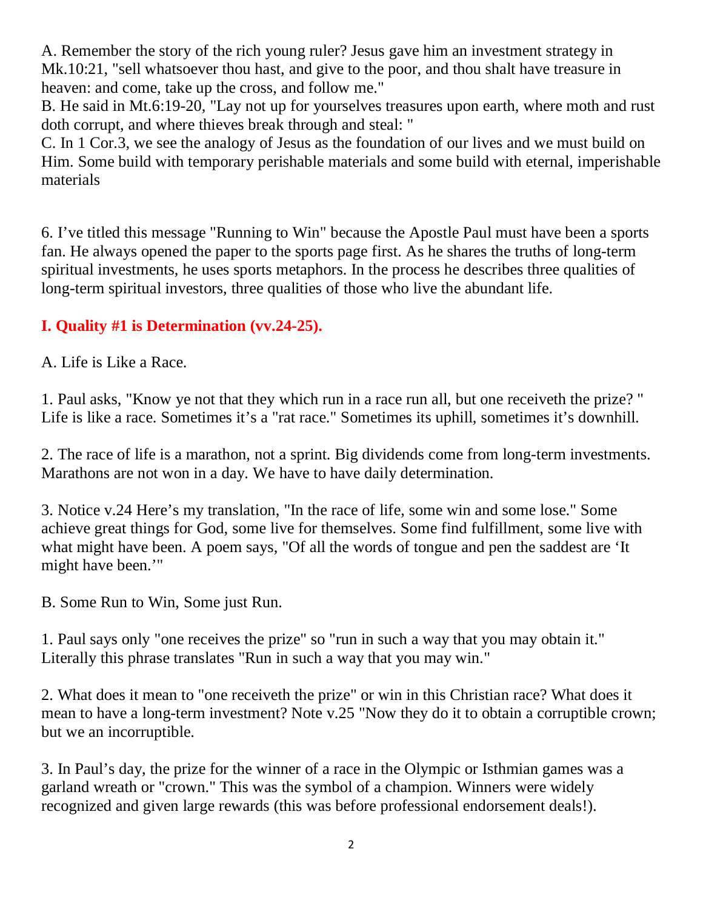A. Remember the story of the rich young ruler? Jesus gave him an investment strategy in Mk.10:21, "sell whatsoever thou hast, and give to the poor, and thou shalt have treasure in heaven: and come, take up the cross, and follow me."

B. He said in Mt.6:19-20, "Lay not up for yourselves treasures upon earth, where moth and rust doth corrupt, and where thieves break through and steal: "

C. In 1 Cor.3, we see the analogy of Jesus as the foundation of our lives and we must build on Him. Some build with temporary perishable materials and some build with eternal, imperishable materials

6. I've titled this message "Running to Win" because the Apostle Paul must have been a sports fan. He always opened the paper to the sports page first. As he shares the truths of long-term spiritual investments, he uses sports metaphors. In the process he describes three qualities of long-term spiritual investors, three qualities of those who live the abundant life.

## I. Quality #1 is Determination (vv.24-25).

A. Life is Like a Race.

1. Paul asks, "Know ye not that they which run in a race run all, but one receiveth the prize? " Life is like a race. Sometimes it's a "rat race." Sometimes its uphill, sometimes it's downhill.

2. The race of life is a marathon, not a sprint. Big dividends come from long-term investments. Marathons are not won in a day. We have to have daily determination.

3. Notice v.24 Here's my translation, "In the race of life, some win and some lose." Some achieve great things for God, some live for themselves. Some find fulfillment, some live with what might have been. A poem says, "Of all the words of tongue and pen the saddest are 'It might have been.'"

B. Some Run to Win, Some just Run.

1. Paul says only "one receives the prize" so "run in such a way that you may obtain it." Literally this phrase translates "Run in such a way that you may win."

2. What does it mean to "one receiveth the prize" or win in this Christian race? What does it mean to have a long-term investment? Note v.25 "Now they do it to obtain a corruptible crown; but we an incorruptible.

3. In Paul's day, the prize for the winner of a race in the Olympic or Isthmian games was a garland wreath or "crown." This was the symbol of a champion. Winners were widely recognized and given large rewards (this was before professional endorsement deals!).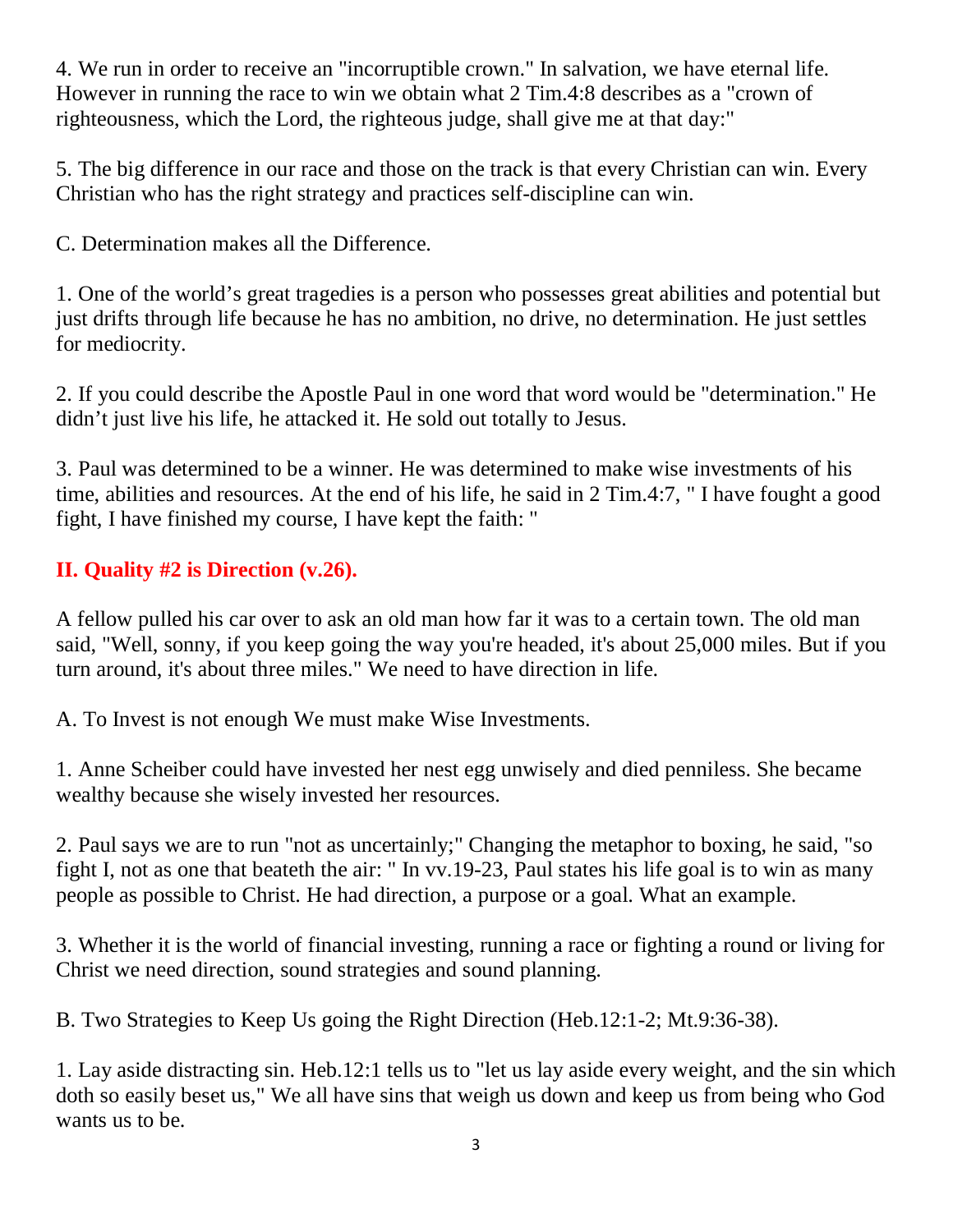4. We run in order to receive an "incorruptible crown." In salvation, we have eternal life. However in running the race to win we obtain what 2 Tim.4:8 describes as a "crown of righteousness, which the Lord, the righteous judge, shall give me at that day:"

5. The big difference in our race and those on the track is that every Christian can win. Every Christian who has the right strategy and practices self-discipline can win.

C. Determination makes all the Difference.

1. One of the world's great tragedies is a person who possesses great abilities and potential but just drifts through life because he has no ambition, no drive, no determination. He just settles for mediocrity.

2. If you could describe the Apostle Paul in one word that word would be "determination." He didn't just live his life, he attacked it. He sold out totally to Jesus.

3. Paul was determined to be a winner. He was determined to make wise investments of his time, abilities and resources. At the end of his life, he said in 2 Tim.4:7, " I have fought a good fight, I have finished my course, I have kept the faith: "

## II. Quality #2 is Direction (v.26).

A fellow pulled his car over to ask an old man how far it was to a certain town. The old man said, "Well, sonny, if you keep going the way you're headed, it's about 25,000 miles. But if you turn around, it's about three miles." We need to have direction in life.

A. To Invest is not enough We must make Wise Investments.

1. Anne Scheiber could have invested her nest egg unwisely and died penniless. She became wealthy because she wisely invested her resources.

2. Paul says we are to run "not as uncertainly;" Changing the metaphor to boxing, he said, "so fight I, not as one that beateth the air: " In vv.19-23, Paul states his life goal is to win as many people as possible to Christ. He had direction, a purpose or a goal. What an example.

3. Whether it is the world of financial investing, running a race or fighting a round or living for Christ we need direction, sound strategies and sound planning.

B. Two Strategies to Keep Us going the Right Direction (Heb.12:1-2; Mt.9:36-38).

1. Lay aside distracting sin. Heb.12:1 tells us to "let us lay aside every weight, and the sin which doth so easily beset us," We all have sins that weigh us down and keep us from being who God wants us to be.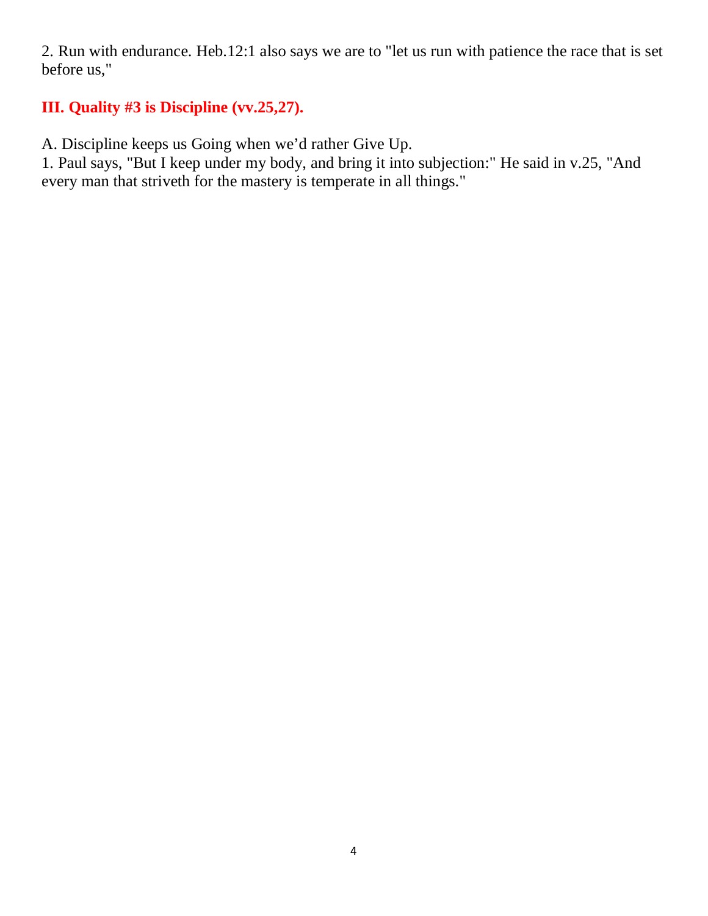2. Run with endurance. Heb.12:1 also says we are to "let us run with patience the race that is set before us,"

## III. Quality #3 is Discipline (vv.25,27).

A. Discipline keeps us Going when we'd rather Give Up.

1. Paul says, "But I keep under my body, and bring it into subjection:" He said in v.25, "And every man that striveth for the mastery is temperate in all things."